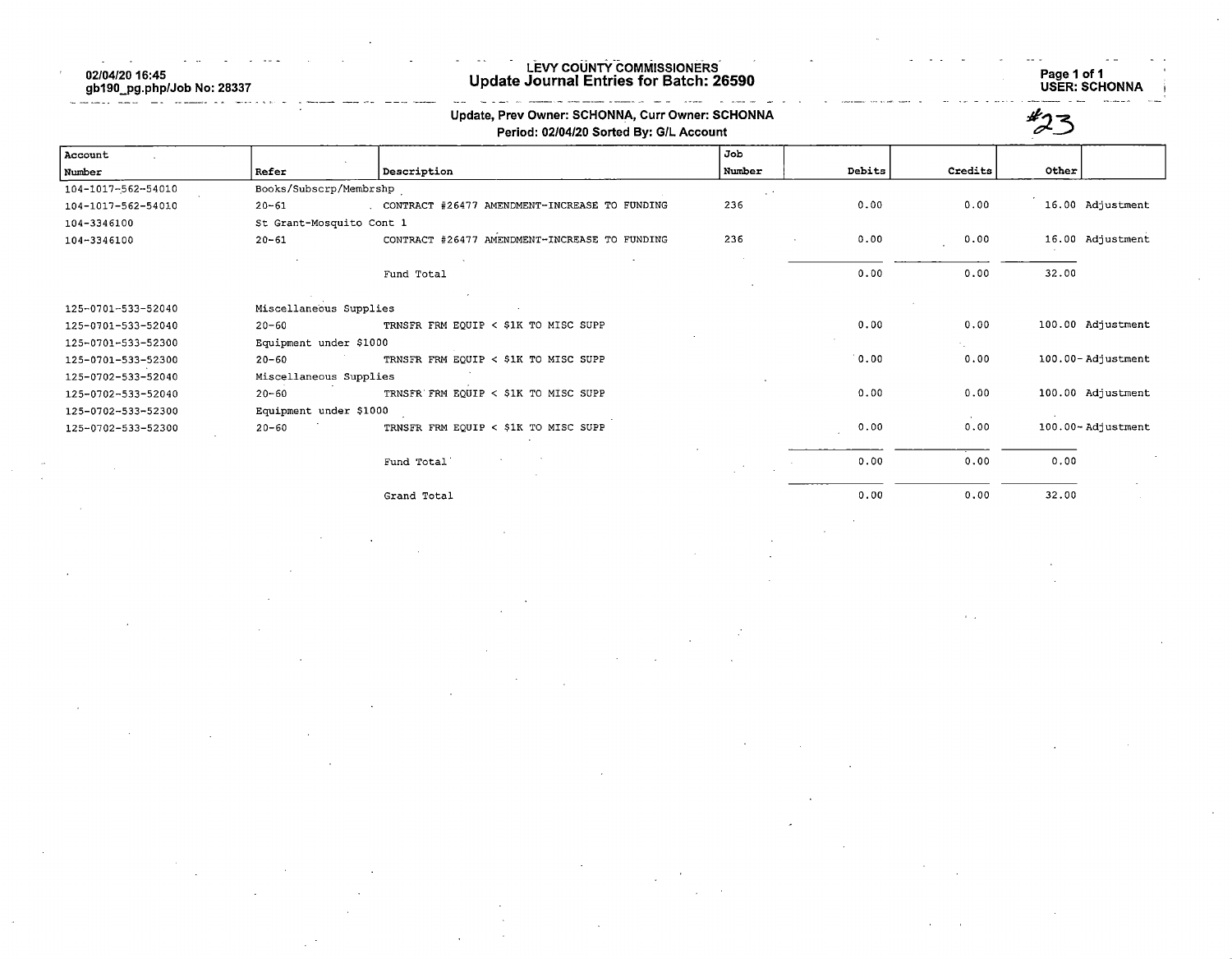02/04/20 16:45
gb190_pg.php/Job No: 28337

# LEVY COUNTY COMMISSIONERS
## Update Journal Entries for Batch: 26590

USER: SCHONNA

**Update, Prev Owner: SCHONNA, Curr Owner: SCHONNA**
**Period: 02/04/20 Sorted By: G/L Account**

#23

| Account Number | Refer | Description | Job Number | Debits | Credits | Other | |
|---|---|---|---|---|---|---|---|
| 104-1017-562-54010 | Books/Subscrp/Membrshp | | | | | | |
| 104-1017-562-54010 | 20-61 | CONTRACT #26477 AMENDMENT-INCREASE TO FUNDING | 236 | 0.00 | 0.00 | 16.00 | Adjustment |
| 104-3346100 | St Grant-Mosquito Cont 1 | | | | | | |
| 104-3346100 | 20-61 | CONTRACT #26477 AMENDMENT-INCREASE TO FUNDING | 236 | 0.00 | 0.00 | 16.00 | Adjustment |
| | | Fund Total | | 0.00 | 0.00 | 32.00 | |
| 125-0701-533-52040 | Miscellaneous Supplies | | | | | | |
| 125-0701-533-52040 | 20-60 | TRNSFR FRM EQUIP < $1K TO MISC SUPP | | 0.00 | 0.00 | 100.00 | Adjustment |
| 125-0701-533-52300 | Equipment under $1000 | | | | | | |
| 125-0701-533-52300 | 20-60 | TRNSFR FRM EQUIP < $1K TO MISC SUPP | | 0.00 | 0.00 | 100.00- | Adjustment |
| 125-0702-533-52040 | Miscellaneous Supplies | | | | | | |
| 125-0702-533-52040 | 20-60 | TRNSFR FRM EQUIP < $1K TO MISC SUPP | | 0.00 | 0.00 | 100.00 | Adjustment |
| 125-0702-533-52300 | Equipment under $1000 | | | | | | |
| 125-0702-533-52300 | 20-60 | TRNSFR FRM EQUIP < $1K TO MISC SUPP | | 0.00 | 0.00 | 100.00- | Adjustment |
| | | Fund Total | | 0.00 | 0.00 | 0.00 | |
| | | Grand Total | | 0.00 | 0.00 | 32.00 | |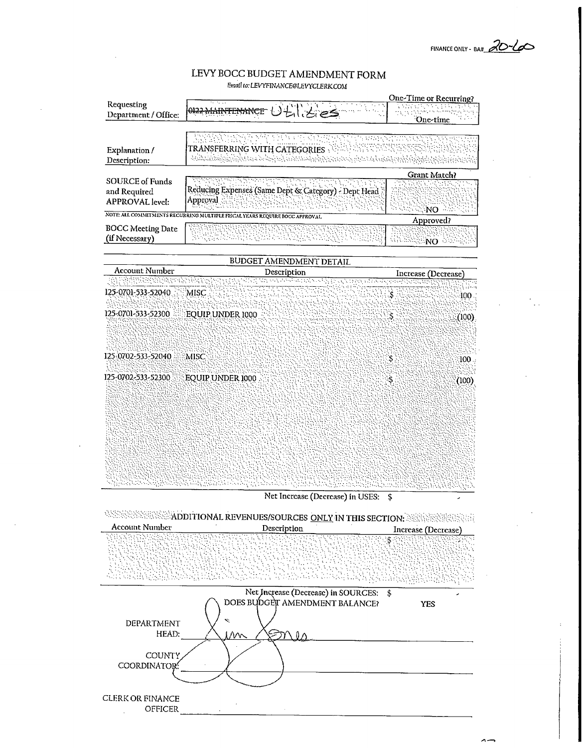FINANCE ONLY - BA# 20-60

# LEVY BOCC BUDGET AMENDMENT FORM

*Email to: LEVYFINANCE@LEVYCLERK.COM*

| | | One-Time or Recurring? |
|---|---|---|
| Requesting Department / Office: | ~~0122 MAINTENANCE~~ Utilities | One-time |
| Explanation / Description: | TRANSFERRING WITH CATEGORIES | |
| | | **Grant Match?** |
| SOURCE of Funds and Required APPROVAL level: | Reducing Expenses (Same Dept & Category) - Dept Head Approval | NO |

NOTE: ALL COMMITMENTS RECURRING MULTIPLE FISCAL YEARS REQUIRE BOCC APPROVAL

| | | Approved? |
|---|---|---|
| BOCC Meeting Date (If Necessary) | | NO |

## BUDGET AMENDMENT DETAIL

| Account Number | Description | Increase (Decrease) |
|---|---|---|
| 125-0701-533-52040 | MISC | $ 100 |
| 125-0701-533-52300 | EQUIP UNDER 1000 | $ (100) |
| 125-0702-533-52040 | MISC | $ 100 |
| 125-0702-533-52300 | EQUIP UNDER 1000 | $ (100) |

Net Increase (Decrease) in USES: $ -

## ADDITIONAL REVENUES/SOURCES ONLY IN THIS SECTION:

| Account Number | Description | Increase (Decrease) |
|---|---|---|
| | | $ |

Net Increase (Decrease) in SOURCES: $ -

DOES BUDGET AMENDMENT BALANCE? **YES**

DEPARTMENT HEAD: Jim Jones

COUNTY COORDINATOR: ______________________

CLERK OR FINANCE OFFICER ______________________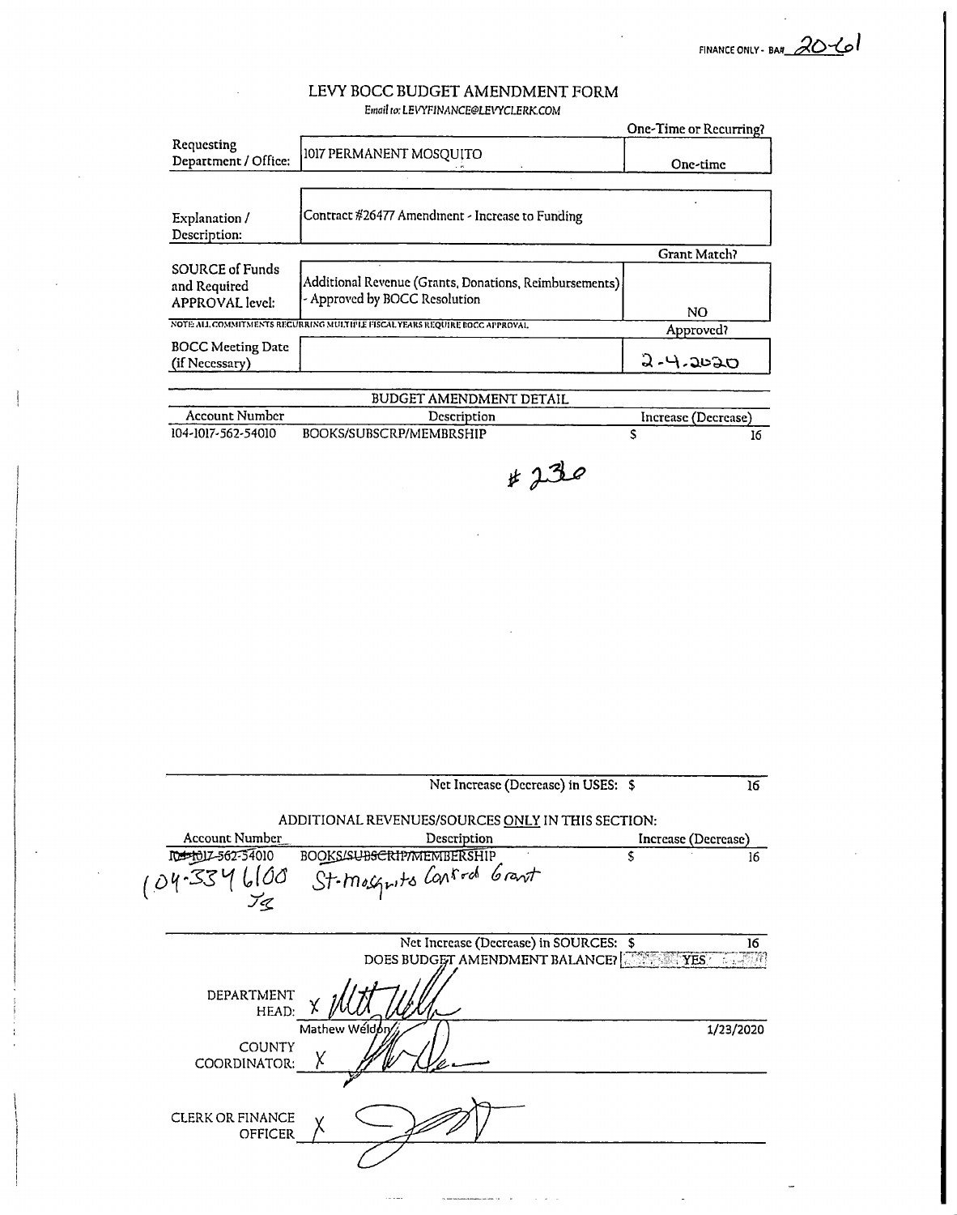FINANCE ONLY - BA# 20-61

# LEVY BOCC BUDGET AMENDMENT FORM

*Email to: LEVYFINANCE@LEVYCLERK.COM*

| | | One-Time or Recurring? |
|---|---|---|
| Requesting Department / Office: | 1017 PERMANENT MOSQUITO | One-time |
| Explanation / Description: | Contract #26477 Amendment - Increase to Funding | |
| | | Grant Match? |
| SOURCE of Funds and Required APPROVAL level: | Additional Revenue (Grants, Donations, Reimbursements) - Approved by BOCC Resolution | NO |

NOTE: ALL COMMITMENTS RECURRING MULTIPLE FISCAL YEARS REQUIRE BOCC APPROVAL.

| | | Approved? |
|---|---|---|
| BOCC Meeting Date (if Necessary) | | 2-4-2020 |

## BUDGET AMENDMENT DETAIL

| Account Number | Description | Increase (Decrease) |
|---|---|---|
| 104-1017-562-54010 | BOOKS/SUBSCRP/MEMBRSHIP | $ 16 |

# 230

| | Net Increase (Decrease) in USES: | $ 16 |
|---|---|---|

## ADDITIONAL REVENUES/SOURCES ONLY IN THIS SECTION:

| Account Number | Description | Increase (Decrease) |
|---|---|---|
| ~~104-1017-562-54010~~ 104-334 6100 | ~~BOOKS/SUBSCRIP/MEMBERSHIP~~ St-Mosquito Control Grant | $ 16 |

JS

| | Net Increase (Decrease) in SOURCES: | $ 16 |
|---|---|---|
| | DOES BUDGET AMENDMENT BALANCE? | YES |

DEPARTMENT HEAD: X [signature]
Mathew Weldon 1/23/2020

COUNTY COORDINATOR: X [signature]

CLERK OR FINANCE OFFICER X [signature]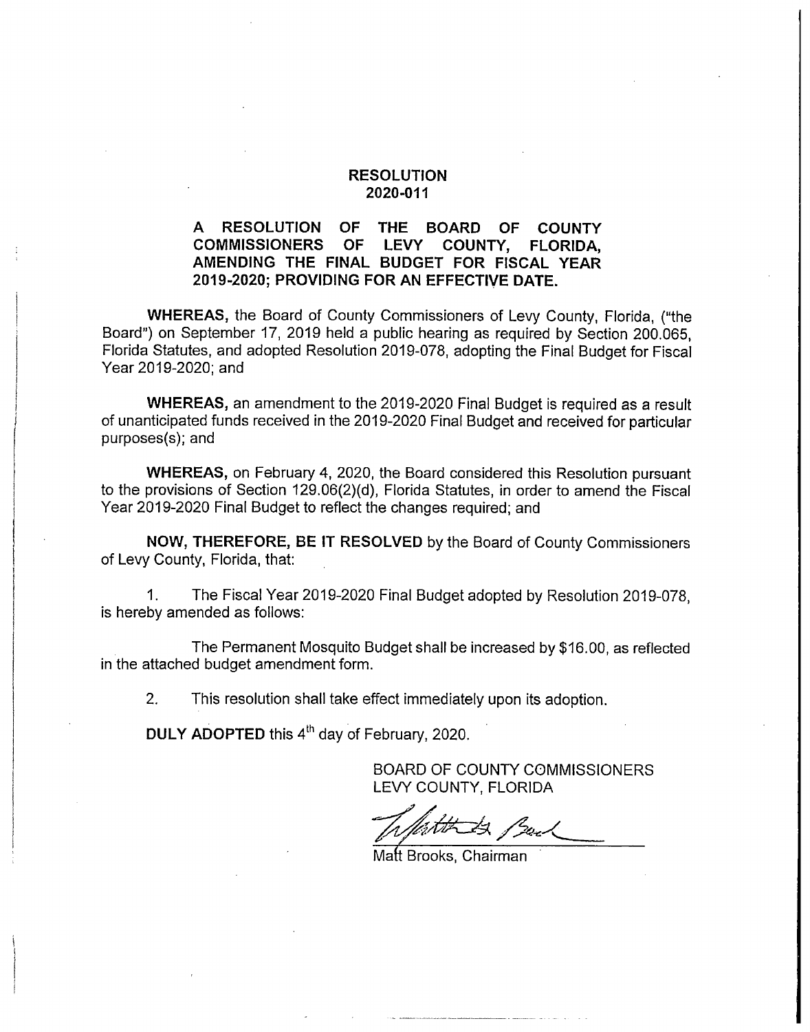# RESOLUTION
# 2020-011

## A RESOLUTION OF THE BOARD OF COUNTY COMMISSIONERS OF LEVY COUNTY, FLORIDA, AMENDING THE FINAL BUDGET FOR FISCAL YEAR 2019-2020; PROVIDING FOR AN EFFECTIVE DATE.

**WHEREAS,** the Board of County Commissioners of Levy County, Florida, ("the Board") on September 17, 2019 held a public hearing as required by Section 200.065, Florida Statutes, and adopted Resolution 2019-078, adopting the Final Budget for Fiscal Year 2019-2020; and

**WHEREAS,** an amendment to the 2019-2020 Final Budget is required as a result of unanticipated funds received in the 2019-2020 Final Budget and received for particular purposes(s); and

**WHEREAS,** on February 4, 2020, the Board considered this Resolution pursuant to the provisions of Section 129.06(2)(d), Florida Statutes, in order to amend the Fiscal Year 2019-2020 Final Budget to reflect the changes required; and

**NOW, THEREFORE, BE IT RESOLVED** by the Board of County Commissioners of Levy County, Florida, that:

1. The Fiscal Year 2019-2020 Final Budget adopted by Resolution 2019-078, is hereby amended as follows:

   The Permanent Mosquito Budget shall be increased by $16.00, as reflected in the attached budget amendment form.

2. This resolution shall take effect immediately upon its adoption.

**DULY ADOPTED** this 4th day of February, 2020.

BOARD OF COUNTY COMMISSIONERS
LEVY COUNTY, FLORIDA

Matt Brooks, Chairman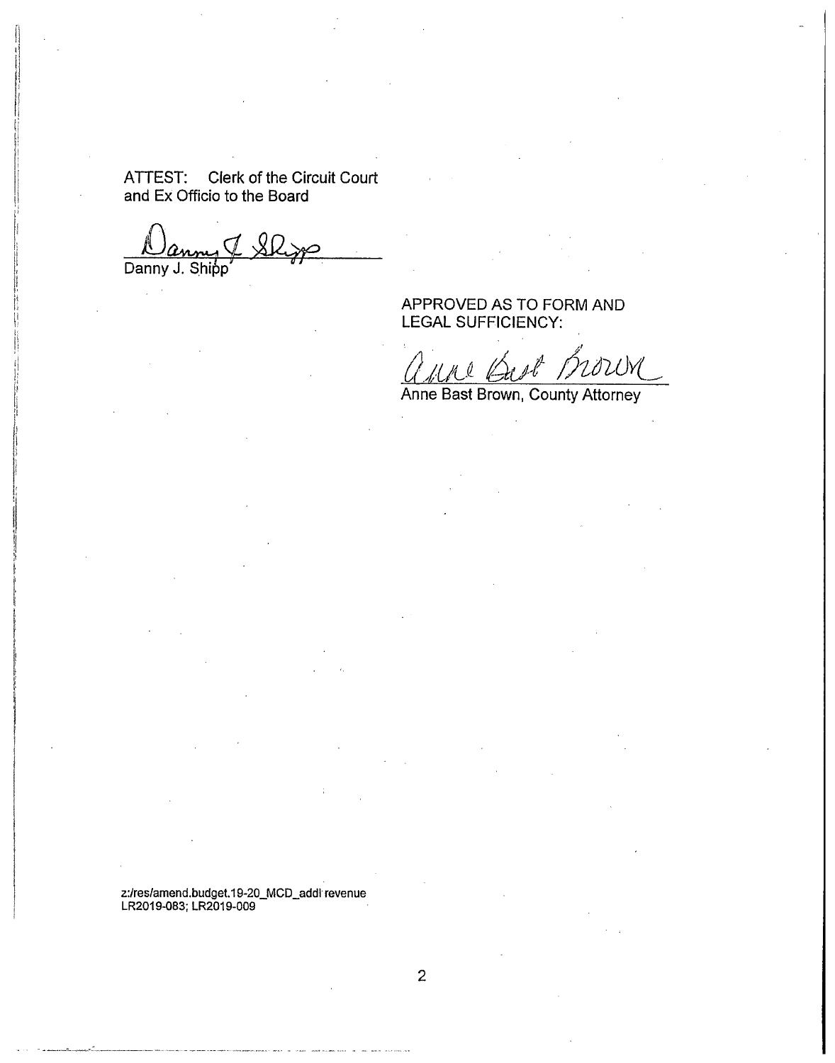ATTEST: Clerk of the Circuit Court
and Ex Officio to the Board

Danny J. Shipp

APPROVED AS TO FORM AND
LEGAL SUFFICIENCY:

Anne Bast Brown, County Attorney

z:/res/amend.budget.19-20_MCD_addl revenue
LR2019-083; LR2019-009